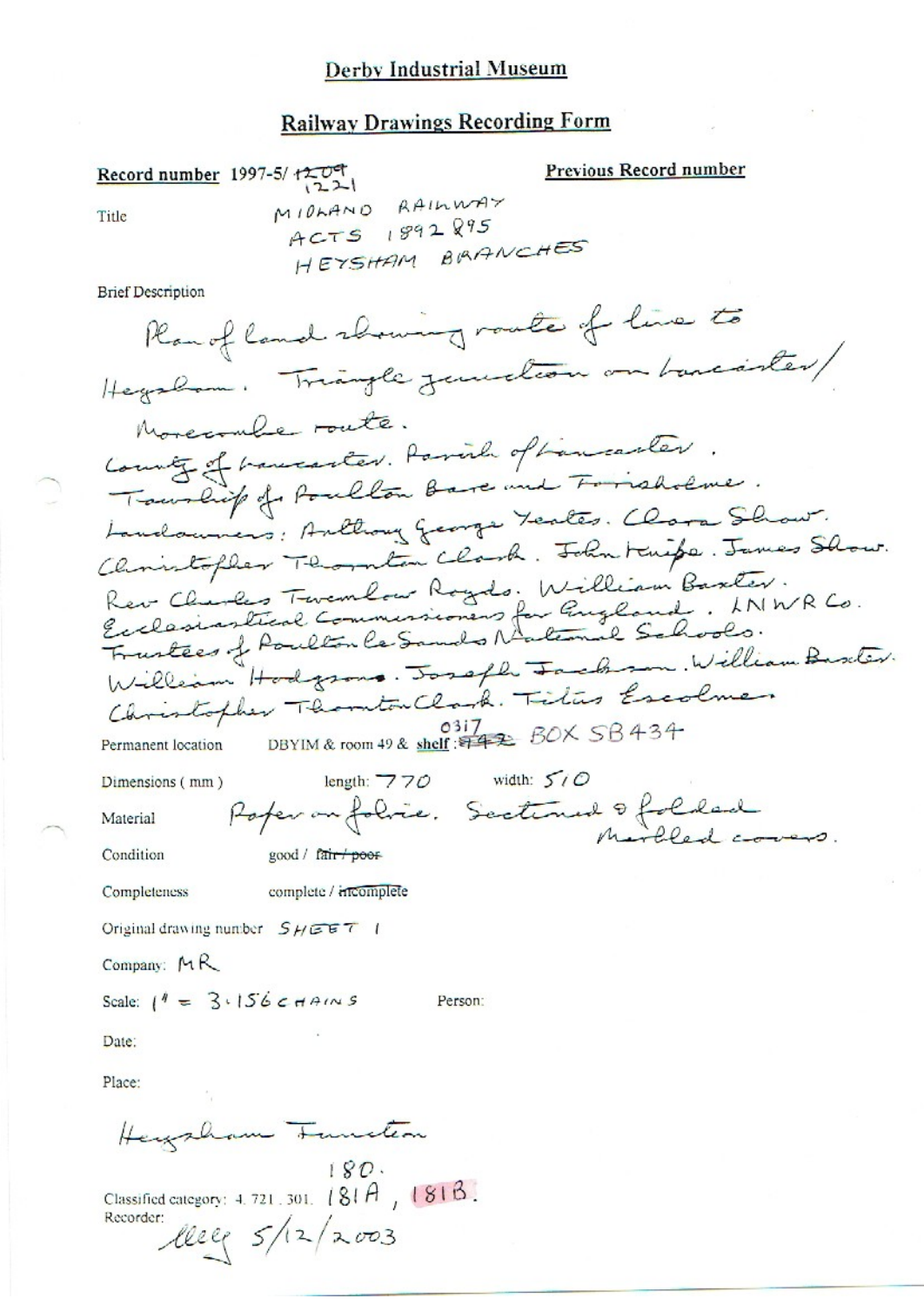# Derby Industrial Museum

## Railway Drawings Recording Form

**Record number** 1997-5/ ~~1209~~ 1221

**Previous Record number**

Title: MIDLAND RAILWAY ACTS 1892 & 95 HEYSHAM BRANCHES

Brief Description

Plan of land showing route of line to Heysham. Triangle junction on Lancaster/ Morecambe route.
County of Lancaster. Parish of Lancaster.
Township of Poulton Bare and Torrisholme.
Landowners: Anthony George Yeates. Clara Shaw. Christopher Thornton Clark. John Knipe. James Shaw. Rev Charles Twemlow Royds. William Baxter. Ecclesiastical Commissioners for England. LNWR Co. Trustees of Poulton le Sands National Schools. William Hodgsons. Joseph Jackson. William Baxter. Christopher Thornton Clark. Titus Escolme.

Permanent location: DBYIM & room 49 & shelf: ~~142~~ 0317 BOX SB434

Dimensions (mm): length: 770 width: 510

Material: Paper on fabric. Sectioned & folded Marbled covers.

Condition: good / ~~fair / poor~~

Completeness: complete / ~~incomplete~~

Original drawing number: SHEET 1

Company: MR

Scale: 1" = 3.156 CHAINS

Person:

Date:

Place:

Heysham Junction

Classified category: 4. 721. 301. 180. 181A, 181B.

Recorder: lley 5/12/2003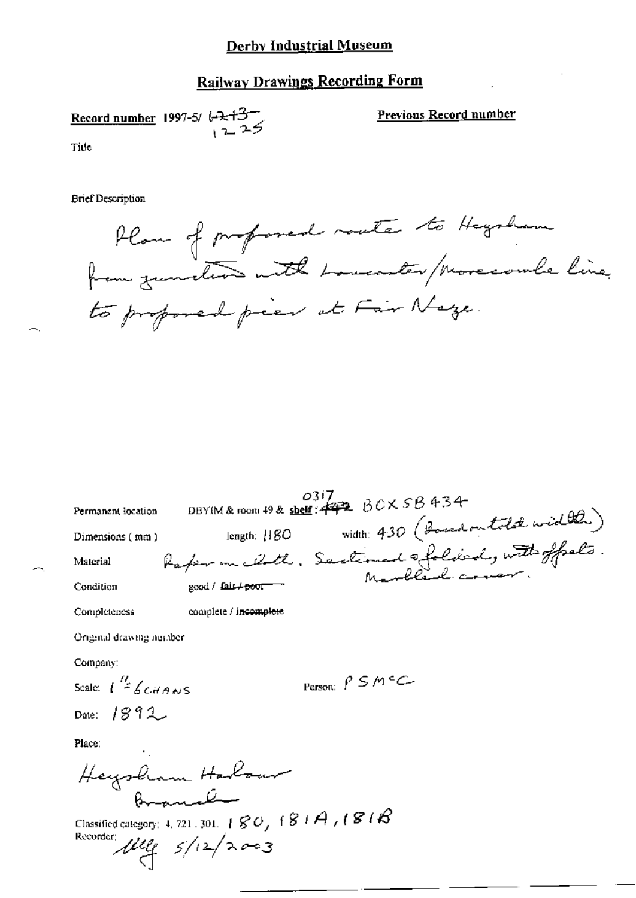# Derby Industrial Museum

## Railway Drawings Recording Form

**Record number** 1997-5/ ~~1213~~ 1225

**Previous Record number**

Title

Brief Description

Plan of proposed route to Heysham from junction with Lancaster/Morecombe line to proposed pier at Fair Naze.

Permanent location: DBYIM & room 49 & **shelf**: ~~472~~ 0317 BOX SB434

Dimensions (mm): length: 1180 width: 430 (Bound on total width)

Material: Paper on cloth. Sectioned & folded, with offsets. Marbled cover.

Condition: good / ~~fair / poor~~

Completeness: complete / ~~incomplete~~

Original drawing number

Company:

Scale: 1" = 6 CHAINS

Person: P S McC

Date: 1892

Place:

Heysham Harbour Branch

Classified category: 4. 721. 301. 180, 181A, 181B

Recorder: Mlly 5/12/2003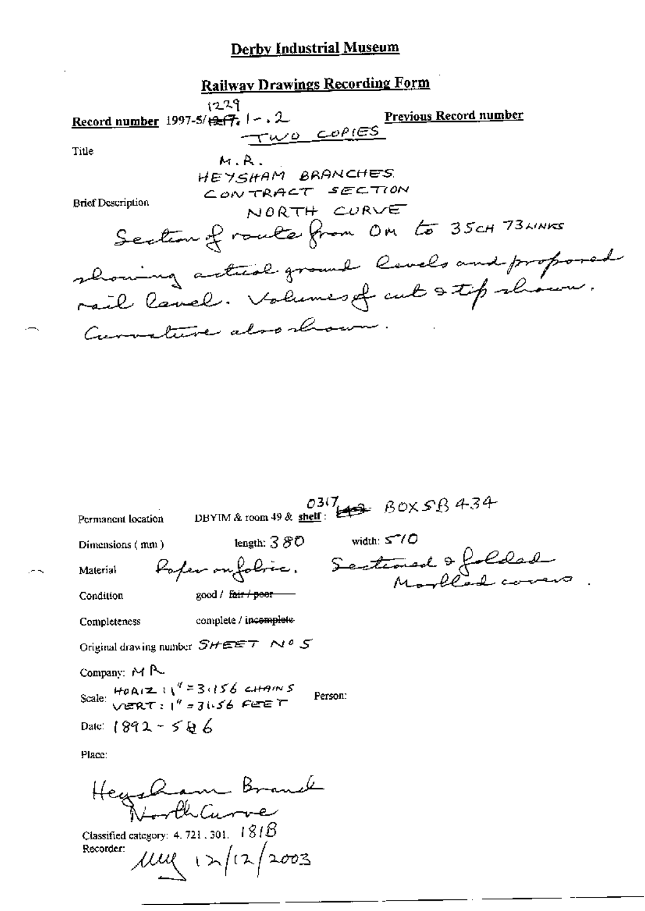# Derby Industrial Museum

## Railway Drawings Recording Form

**Record number** 1997-5/~~1227~~ 1229 1-.2 TWO COPIES

**Previous Record number**

Title

M.R.
HEYSHAM BRANCHES.
CONTRACT SECTION
NORTH CURVE

Brief Description

Section of route from 0M to 35CH 73LINKS showing actual ground levels and proposed rail level. Volumes of cut & tip shown. Curvature also shown.

Permanent location DBYIM & room 49 & shelf: 0317 ~~149~~ BOX SB 434

Dimensions (mm) length: 380 width: 510

Material Paper on fabric. Sectioned & folded Marbled covers.

Condition good / ~~fair / poor~~

Completeness complete / ~~incomplete~~

Original drawing number SHEET No 5

Company: MR

Scale: HORIZ: 1" = 3.156 CHAINS
VERT: 1" = 31.56 FEET

Person:

Date: 1892 - 5 & 6

Place:

Heysham Branch
North Curve

Classified category: 4. 721. 301. 181B

Recorder: MM 12/12/2003